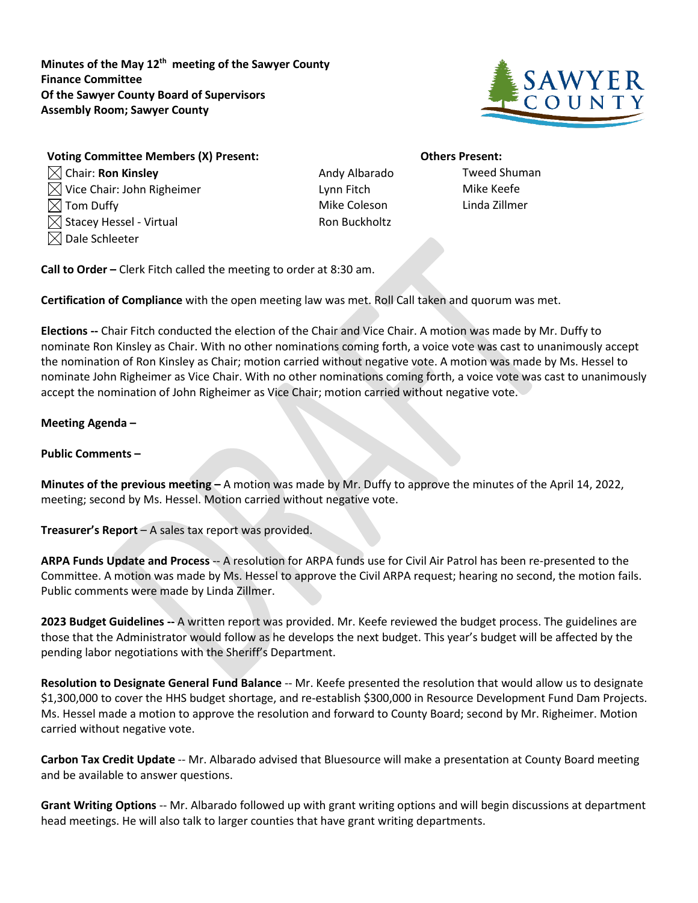**Minines of the May 12th meeting of the Sawyer County Finance Committee Of the Sawyer County Board of Supervisors Assembly Room; Sawyer County**

| Voting Committee Members (X) Present: | | Others Present: |
|---|---|---|
| ☒ Chair: **Ron Kinsley** | Andy Albarado | Tweed Shuman |
| ☒ Vice Chair: John Righeimer | Lynn Fitch | Mike Keefe |
| ☒ Tom Duffy | Mike Coleson | Linda Zillmer |
| ☒ Stacey Hessel - Virtual | Ron Buckholtz | |
| ☒ Dale Schleeter | | |

**Call to Order –** Clerk Fitch called the meeting to order at 8:30 am.

**Certification of Compliance** with the open meeting law was met. Roll Call taken and quorum was met.

**Elections --** Chair Fitch conducted the election of the Chair and Vice Chair. A motion was made by Mr. Duffy to nominate Ron Kinsley as Chair. With no other nominations coming forth, a voice vote was cast to unanimously accept the nomination of Ron Kinsley as Chair; motion carried without negative vote. A motion was made by Ms. Hessel to nominate John Righeimer as Vice Chair. With no other nominations coming forth, a voice vote was cast to unanimously accept the nomination of John Righeimer as Vice Chair; motion carried without negative vote.

**Meeting Agenda –**

**Public Comments –**

**Minutes of the previous meeting –** A motion was made by Mr. Duffy to approve the minutes of the April 14, 2022, meeting; second by Ms. Hessel. Motion carried without negative vote.

**Treasurer's Report** – A sales tax report was provided.

**ARPA Funds Update and Process** -- A resolution for ARPA funds use for Civil Air Patrol has been re-presented to the Committee. A motion was made by Ms. Hessel to approve the Civil ARPA request; hearing no second, the motion fails. Public comments were made by Linda Zillmer.

**2023 Budget Guidelines --** A written report was provided. Mr. Keefe reviewed the budget process. The guidelines are those that the Administrator would follow as he develops the next budget. This year's budget will be affected by the pending labor negotiations with the Sheriff's Department.

**Resolution to Designate General Fund Balance** -- Mr. Keefe presented the resolution that would allow us to designate $1,300,000 to cover the HHS budget shortage, and re-establish $300,000 in Resource Development Fund Dam Projects. Ms. Hessel made a motion to approve the resolution and forward to County Board; second by Mr. Righeimer. Motion carried without negative vote.

**Carbon Tax Credit Update** -- Mr. Albarado advised that Bluesource will make a presentation at County Board meeting and be available to answer questions.

**Grant Writing Options** -- Mr. Albarado followed up with grant writing options and will begin discussions at department head meetings. He will also talk to larger counties that have grant writing departments.

**Minutes of the May 12th meeting of the Sawyer County Finance Committee Of the Sawyer County Board of Supervisors Assembly Room; Sawyer County**

| Voting Committee Members (X) Present: | | Others Present: |
|---|---|---|
| ☒ Chair: **Ron Kinsley** | Andy Albarado | Tweed Shuman |
| ☒ Vice Chair: John Righeimer | Lynn Fitch | Mike Keefe |
| ☒ Tom Duffy | Mike Coleson | Linda Zillmer |
| ☒ Stacey Hessel - Virtual | Ron Buckholtz | |
| ☒ Dale Schleeter | | |

**Call to Order –** Clerk Fitch called the meeting to order at 8:30 am.

**Certification of Compliance** with the open meeting law was met. Roll Call taken and quorum was met.

**Elections --** Chair Fitch conducted the election of the Chair and Vice Chair. A motion was made by Mr. Duffy to nominate Ron Kinsley as Chair. With no other nominations coming forth, a voice vote was cast to unanimously accept the nomination of Ron Kinsley as Chair; motion carried without negative vote. A motion was made by Ms. Hessel to nominate John Righeimer as Vice Chair. With no other nominations coming forth, a voice vote was cast to unanimously accept the nomination of John Righeimer as Vice Chair; motion carried without negative vote.

**Meeting Agenda –**

**Public Comments –**

**Minutes of the previous meeting –** A motion was made by Mr. Duffy to approve the minutes of the April 14, 2022, meeting; second by Ms. Hessel. Motion carried without negative vote.

**Treasurer's Report** – A sales tax report was provided.

**ARPA Funds Update and Process** -- A resolution for ARPA funds use for Civil Air Patrol has been re-presented to the Committee. A motion was made by Ms. Hessel to approve the Civil ARPA request; hearing no second, the motion fails. Public comments were made by Linda Zillmer.

**2023 Budget Guidelines --** A written report was provided. Mr. Keefe reviewed the budget process. The guidelines are those that the Administrator would follow as he develops the next budget. This year's budget will be affected by the pending labor negotiations with the Sheriff's Department.

**Resolution to Designate General Fund Balance** -- Mr. Keefe presented the resolution that would allow us to designate $1,300,000 to cover the HHS budget shortage, and re-establish $300,000 in Resource Development Fund Dam Projects. Ms. Hessel made a motion to approve the resolution and forward to County Board; second by Mr. Righeimer. Motion carried without negative vote.

**Carbon Tax Credit Update** -- Mr. Albarado advised that Bluesource will make a presentation at County Board meeting and be available to answer questions.

**Grant Writing Options** -- Mr. Albarado followed up with grant writing options and will begin discussions at department head meetings. He will also talk to larger counties that have grant writing departments.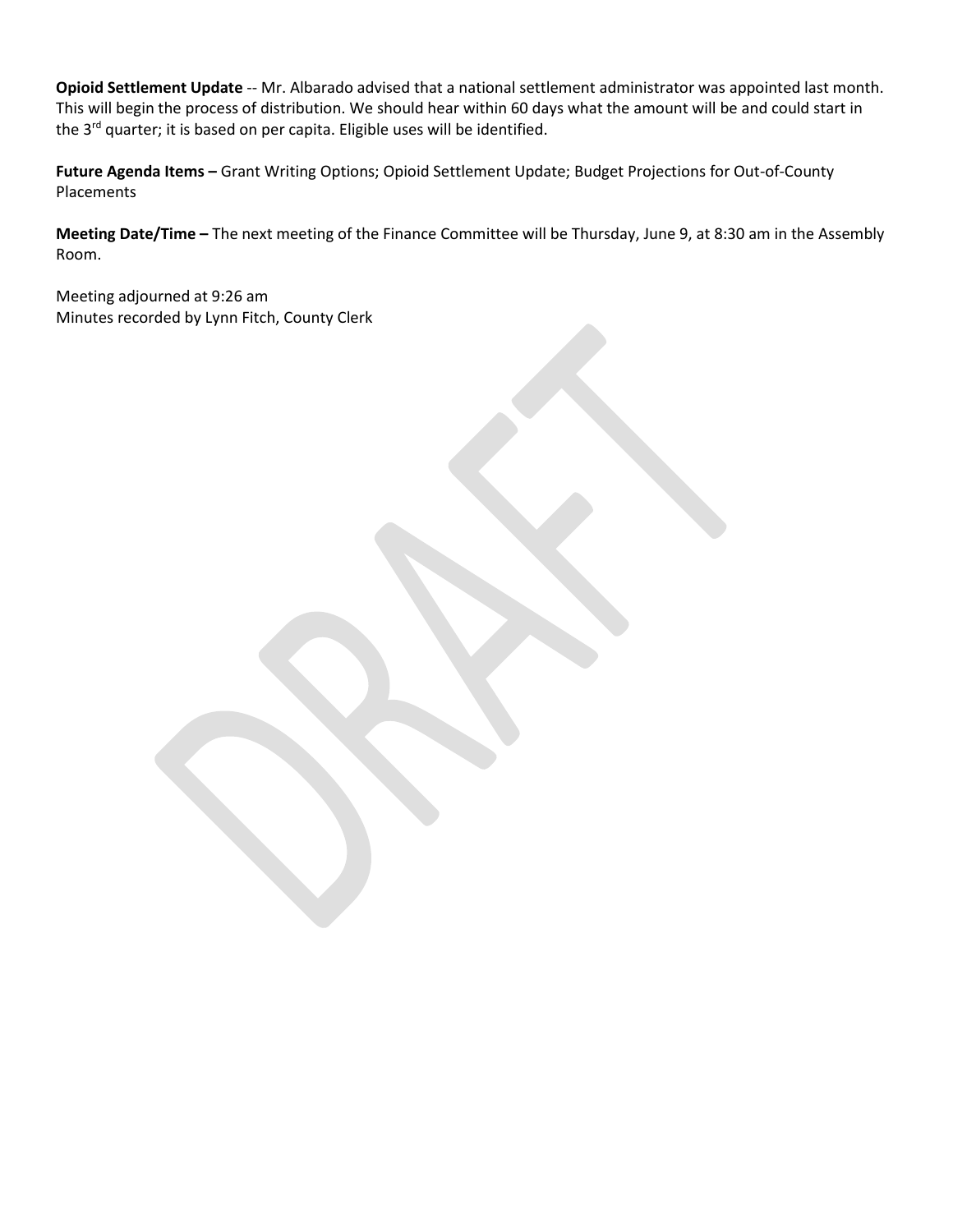**Opioid Settlement Update** -- Mr. Albarado advised that a national settlement administrator was appointed last month. This will begin the process of distribution. We should hear within 60 days what the amount will be and could start in the 3rd quarter; it is based on per capita. Eligible uses will be identified.

**Future Agenda Items –** Grant Writing Options; Opioid Settlement Update; Budget Projections for Out-of-County Placements

**Meeting Date/Time –** The next meeting of the Finance Committee will be Thursday, June 9, at 8:30 am in the Assembly Room.

Meeting adjourned at 9:26 am
Minutes recorded by Lynn Fitch, County Clerk